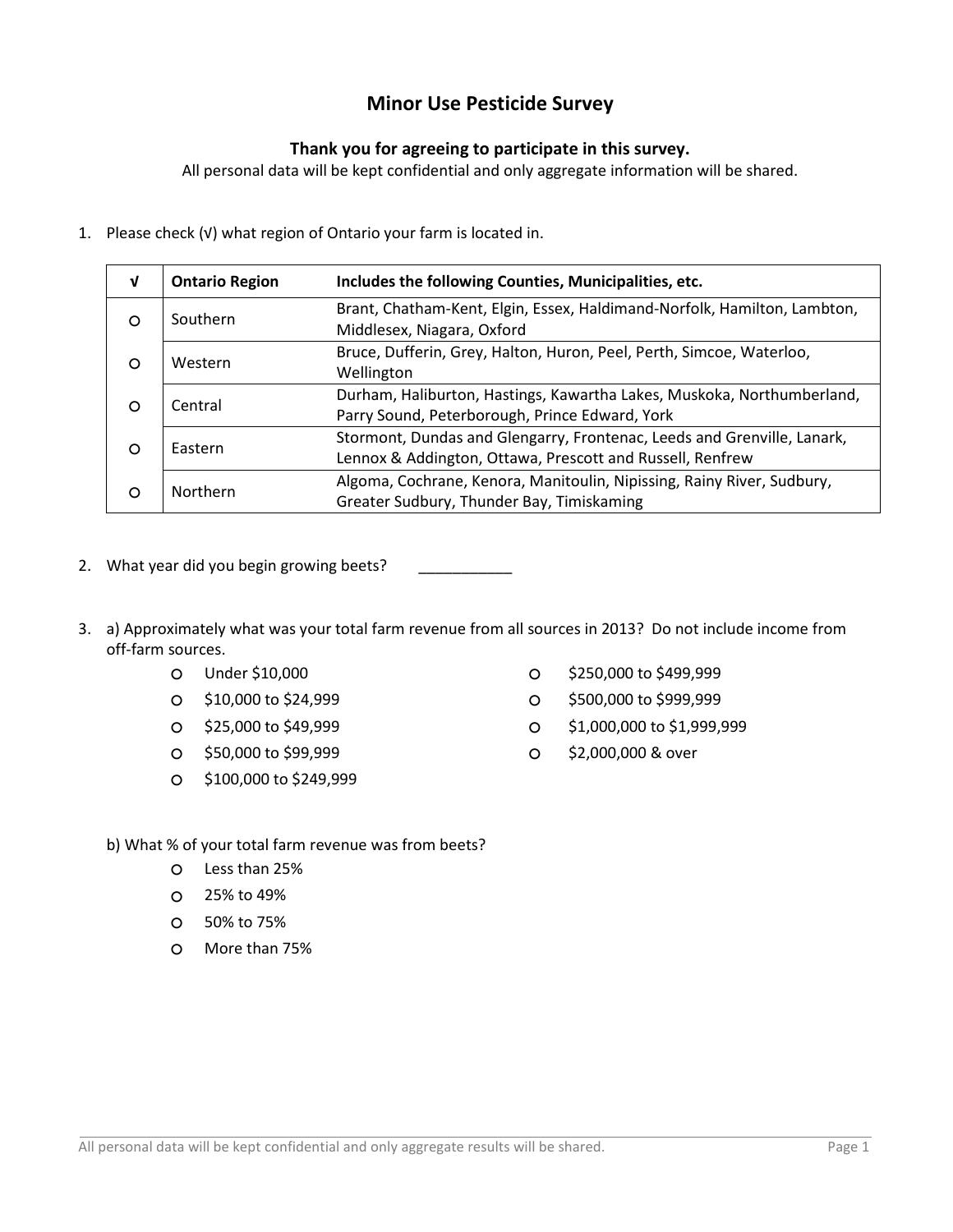# Minor Use Pesticide Survey

**Thank you for agreeing to participate in this survey.**

All personal data will be kept confidential and only aggregate information will be shared.

1. Please check (√) what region of Ontario your farm is located in.

| √ | Ontario Region | Includes the following Counties, Municipalities, etc. |
|---|---|---|
| ○ | Southern | Brant, Chatham-Kent, Elgin, Essex, Haldimand-Norfolk, Hamilton, Lambton, Middlesex, Niagara, Oxford |
| ○ | Western | Bruce, Dufferin, Grey, Halton, Huron, Peel, Perth, Simcoe, Waterloo, Wellington |
| ○ | Central | Durham, Haliburton, Hastings, Kawartha Lakes, Muskoka, Northumberland, Parry Sound, Peterborough, Prince Edward, York |
| ○ | Eastern | Stormont, Dundas and Glengarry, Frontenac, Leeds and Grenville, Lanark, Lennox & Addington, Ottawa, Prescott and Russell, Renfrew |
| ○ | Northern | Algoma, Cochrane, Kenora, Manitoulin, Nipissing, Rainy River, Sudbury, Greater Sudbury, Thunder Bay, Timiskaming |

2. What year did you begin growing beets? ___________

3. a) Approximately what was your total farm revenue from all sources in 2013? Do not include income from off-farm sources.

   - ○ Under $10,000
   - ○ $10,000 to $24,999
   - ○ $25,000 to $49,999
   - ○ $50,000 to $99,999
   - ○ $100,000 to $249,999
   - ○ $250,000 to $499,999
   - ○ $500,000 to $999,999
   - ○ $1,000,000 to $1,999,999
   - ○ $2,000,000 & over

   b) What % of your total farm revenue was from beets?

   - ○ Less than 25%
   - ○ 25% to 49%
   - ○ 50% to 75%
   - ○ More than 75%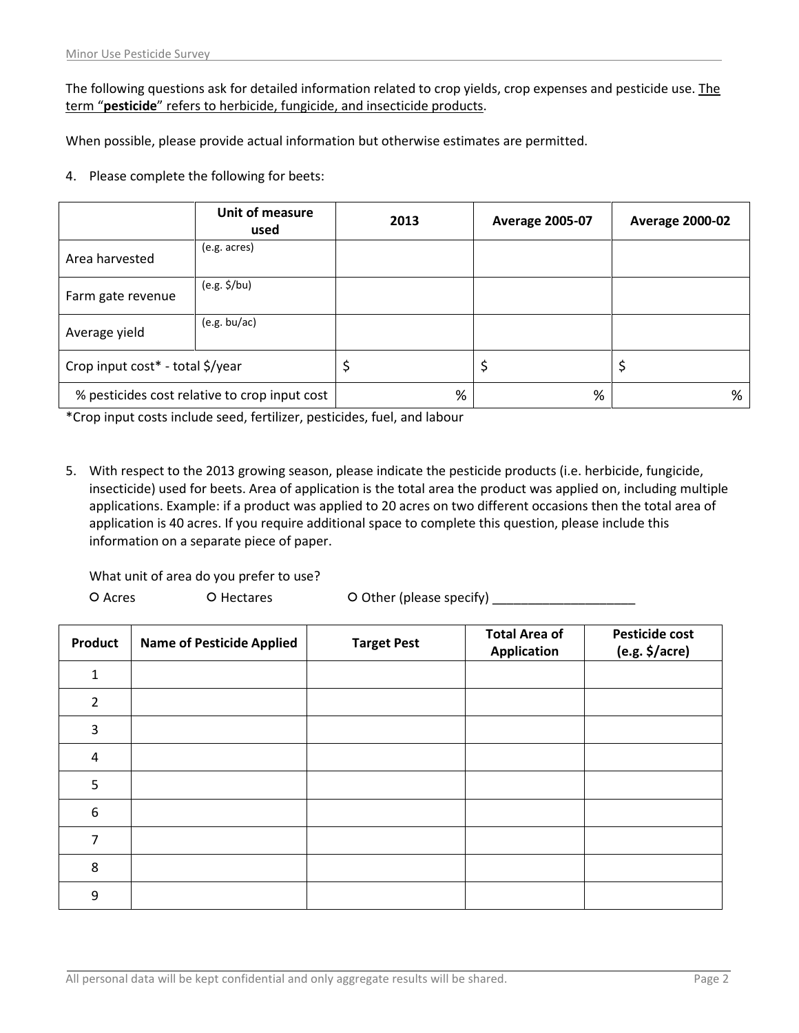The following questions ask for detailed information related to crop yields, crop expenses and pesticide use. The term "**pesticide**" refers to herbicide, fungicide, and insecticide products.

When possible, please provide actual information but otherwise estimates are permitted.

4. Please complete the following for beets:

| | Unit of measure used | 2013 | Average 2005-07 | Average 2000-02 |
|---|---|---|---|---|
| Area harvested | (e.g. acres) | | | |
| Farm gate revenue | (e.g. $/bu) | | | |
| Average yield | (e.g. bu/ac) | | | |
| Crop input cost* - total $/year | | $ | $ | $ |
| % pesticides cost relative to crop input cost | | % | % | % |

*Crop input costs include seed, fertilizer, pesticides, fuel, and labour

5. With respect to the 2013 growing season, please indicate the pesticide products (i.e. herbicide, fungicide, insecticide) used for beets. Area of application is the total area the product was applied on, including multiple applications. Example: if a product was applied to 20 acres on two different occasions then the total area of application is 40 acres. If you require additional space to complete this question, please include this information on a separate piece of paper.

   What unit of area do you prefer to use?

   ○ Acres ○ Hectares ○ Other (please specify) ____________________

| Product | Name of Pesticide Applied | Target Pest | Total Area of Application | Pesticide cost (e.g. $/acre) |
|---|---|---|---|---|
| 1 | | | | |
| 2 | | | | |
| 3 | | | | |
| 4 | | | | |
| 5 | | | | |
| 6 | | | | |
| 7 | | | | |
| 8 | | | | |
| 9 | | | | |

All personal data will be kept confidential and only aggregate results will be shared.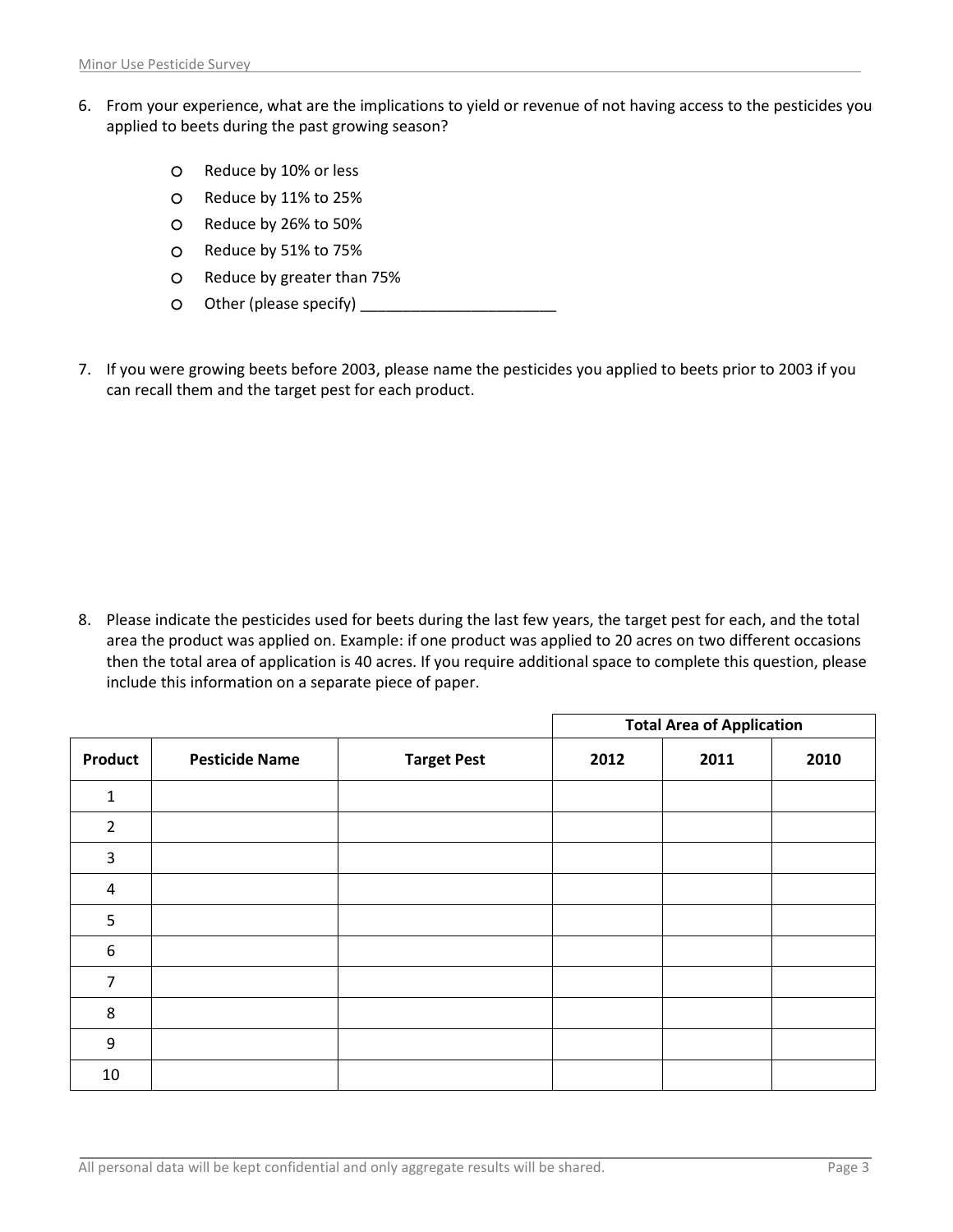6. From your experience, what are the implications to yield or revenue of not having access to the pesticides you applied to beets during the past growing season?

   - ○ Reduce by 10% or less
   - ○ Reduce by 11% to 25%
   - ○ Reduce by 26% to 50%
   - ○ Reduce by 51% to 75%
   - ○ Reduce by greater than 75%
   - ○ Other (please specify) _______________________

7. If you were growing beets before 2003, please name the pesticides you applied to beets prior to 2003 if you can recall them and the target pest for each product.

8. Please indicate the pesticides used for beets during the last few years, the target pest for each, and the total area the product was applied on. Example: if one product was applied to 20 acres on two different occasions then the total area of application is 40 acres. If you require additional space to complete this question, please include this information on a separate piece of paper.

| | | | **Total Area of Application** | | |
|---|---|---|---|---|---|
| **Product** | **Pesticide Name** | **Target Pest** | **2012** | **2011** | **2010** |
| 1 | | | | | |
| 2 | | | | | |
| 3 | | | | | |
| 4 | | | | | |
| 5 | | | | | |
| 6 | | | | | |
| 7 | | | | | |
| 8 | | | | | |
| 9 | | | | | |
| 10 | | | | | |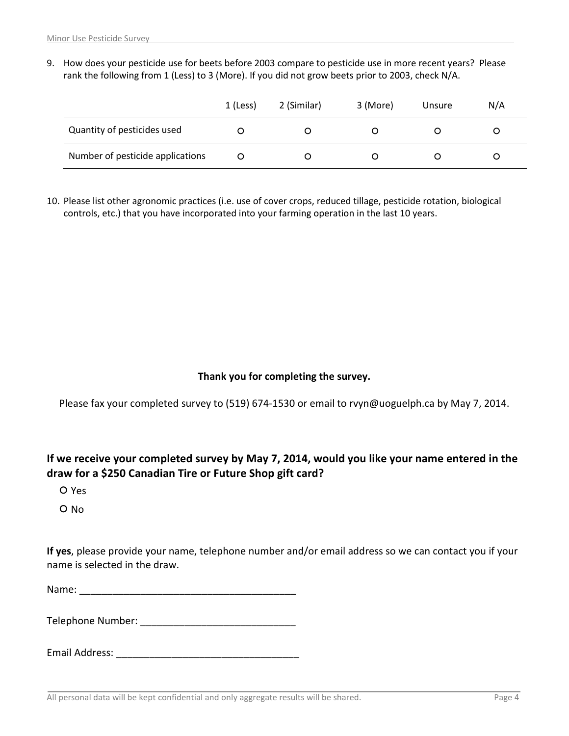9. How does your pesticide use for beets before 2003 compare to pesticide use in more recent years? Please rank the following from 1 (Less) to 3 (More). If you did not grow beets prior to 2003, check N/A.

| | 1 (Less) | 2 (Similar) | 3 (More) | Unsure | N/A |
|---|---|---|---|---|---|
| Quantity of pesticides used | O | O | O | O | O |
| Number of pesticide applications | O | O | O | O | O |

10. Please list other agronomic practices (i.e. use of cover crops, reduced tillage, pesticide rotation, biological controls, etc.) that you have incorporated into your farming operation in the last 10 years.

**Thank you for completing the survey.**

Please fax your completed survey to (519) 674-1530 or email to rvyn@uoguelph.ca by May 7, 2014.

**If we receive your completed survey by May 7, 2014, would you like your name entered in the draw for a $250 Canadian Tire or Future Shop gift card?**

O Yes

O No

**If yes**, please provide your name, telephone number and/or email address so we can contact you if your name is selected in the draw.

Name: ________________________________________

Telephone Number: ____________________________

Email Address: _________________________________

All personal data will be kept confidential and only aggregate results will be shared.